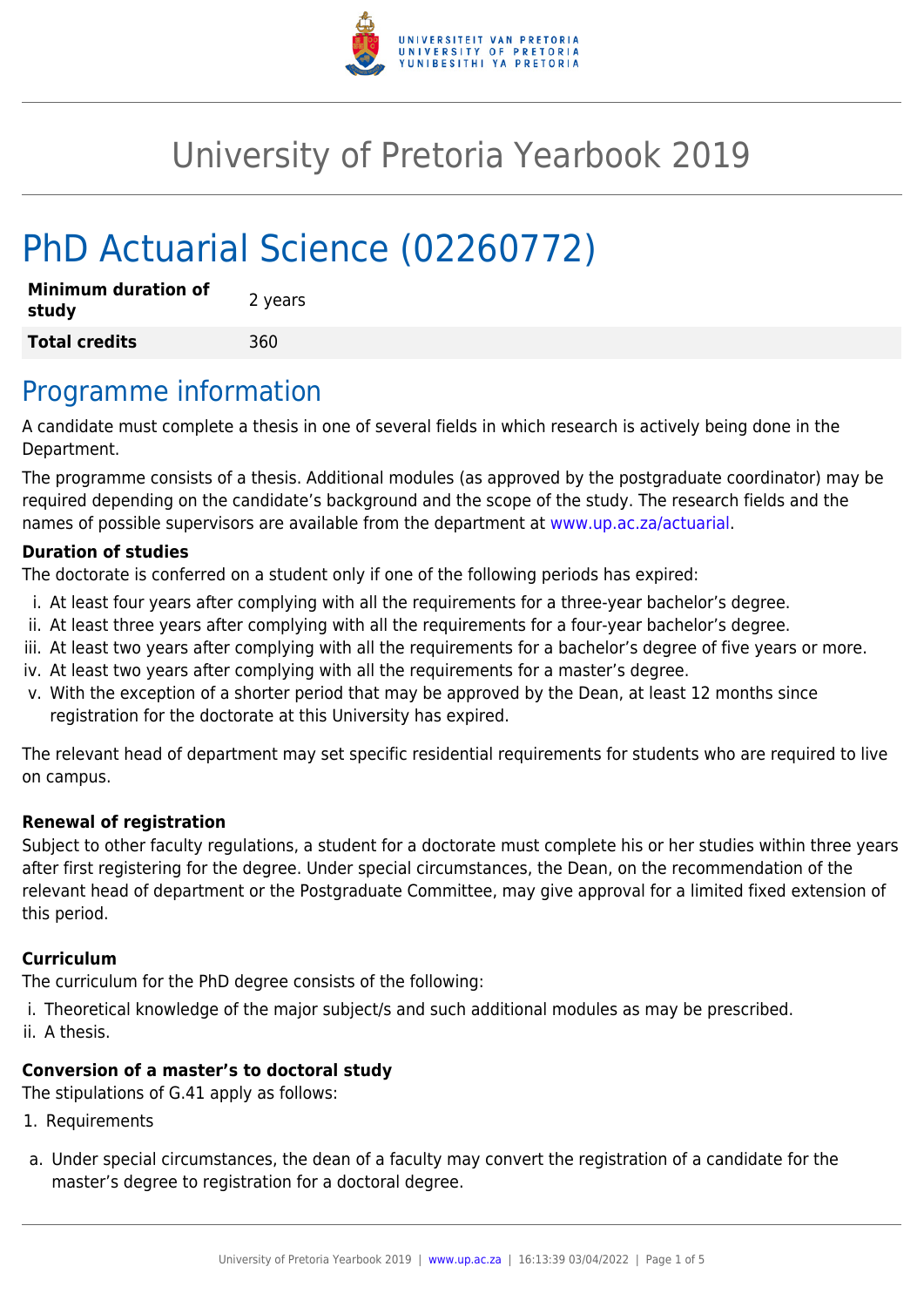# University of Pretoria Yearbook 2019

# PhD Actuarial Science (02260772)

| | |
|---|---|
| **Minimum duration of study** | 2 years |
| **Total credits** | 360 |

## Programme information

A candidate must complete a thesis in one of several fields in which research is actively being done in the Department.

The programme consists of a thesis. Additional modules (as approved by the postgraduate coordinator) may be required depending on the candidate's background and the scope of the study. The research fields and the names of possible supervisors are available from the department at www.up.ac.za/actuarial.

**Duration of studies**

The doctorate is conferred on a student only if one of the following periods has expired:

i. At least four years after complying with all the requirements for a three-year bachelor's degree.
ii. At least three years after complying with all the requirements for a four-year bachelor's degree.
iii. At least two years after complying with all the requirements for a bachelor's degree of five years or more.
iv. At least two years after complying with all the requirements for a master's degree.
v. With the exception of a shorter period that may be approved by the Dean, at least 12 months since registration for the doctorate at this University has expired.

The relevant head of department may set specific residential requirements for students who are required to live on campus.

**Renewal of registration**

Subject to other faculty regulations, a student for a doctorate must complete his or her studies within three years after first registering for the degree. Under special circumstances, the Dean, on the recommendation of the relevant head of department or the Postgraduate Committee, may give approval for a limited fixed extension of this period.

**Curriculum**

The curriculum for the PhD degree consists of the following:

i. Theoretical knowledge of the major subject/s and such additional modules as may be prescribed.
ii. A thesis.

**Conversion of a master's to doctoral study**

The stipulations of G.41 apply as follows:

1. Requirements

a. Under special circumstances, the dean of a faculty may convert the registration of a candidate for the master's degree to registration for a doctoral degree.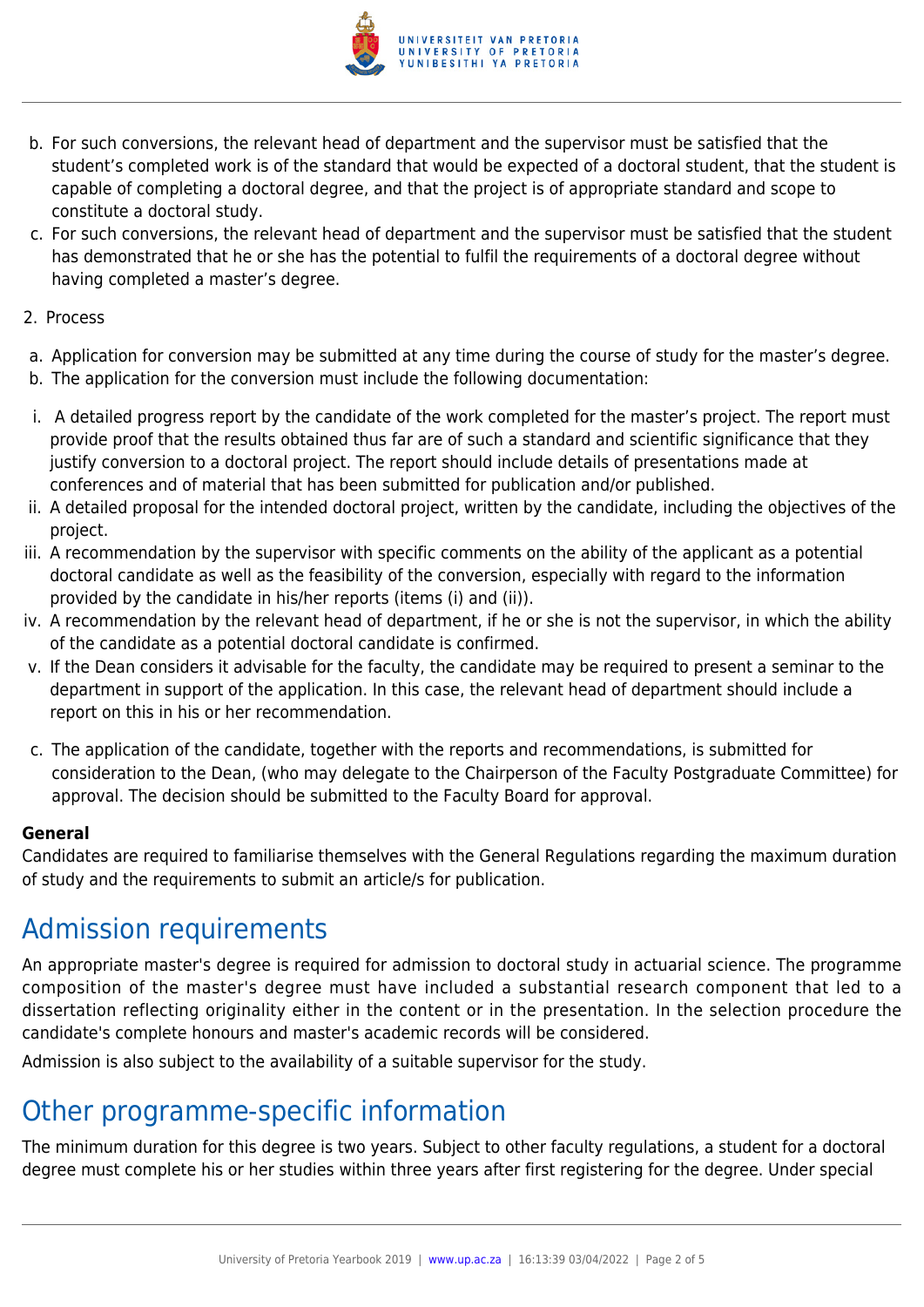b. For such conversions, the relevant head of department and the supervisor must be satisfied that the student's completed work is of the standard that would be expected of a doctoral student, that the student is capable of completing a doctoral degree, and that the project is of appropriate standard and scope to constitute a doctoral study.

c. For such conversions, the relevant head of department and the supervisor must be satisfied that the student has demonstrated that he or she has the potential to fulfil the requirements of a doctoral degree without having completed a master's degree.

2. Process

a. Application for conversion may be submitted at any time during the course of study for the master's degree.

b. The application for the conversion must include the following documentation:

i. A detailed progress report by the candidate of the work completed for the master's project. The report must provide proof that the results obtained thus far are of such a standard and scientific significance that they justify conversion to a doctoral project. The report should include details of presentations made at conferences and of material that has been submitted for publication and/or published.

ii. A detailed proposal for the intended doctoral project, written by the candidate, including the objectives of the project.

iii. A recommendation by the supervisor with specific comments on the ability of the applicant as a potential doctoral candidate as well as the feasibility of the conversion, especially with regard to the information provided by the candidate in his/her reports (items (i) and (ii)).

iv. A recommendation by the relevant head of department, if he or she is not the supervisor, in which the ability of the candidate as a potential doctoral candidate is confirmed.

v. If the Dean considers it advisable for the faculty, the candidate may be required to present a seminar to the department in support of the application. In this case, the relevant head of department should include a report on this in his or her recommendation.

c. The application of the candidate, together with the reports and recommendations, is submitted for consideration to the Dean, (who may delegate to the Chairperson of the Faculty Postgraduate Committee) for approval. The decision should be submitted to the Faculty Board for approval.

**General**

Candidates are required to familiarise themselves with the General Regulations regarding the maximum duration of study and the requirements to submit an article/s for publication.

## Admission requirements

An appropriate master's degree is required for admission to doctoral study in actuarial science. The programme composition of the master's degree must have included a substantial research component that led to a dissertation reflecting originality either in the content or in the presentation. In the selection procedure the candidate's complete honours and master's academic records will be considered.

Admission is also subject to the availability of a suitable supervisor for the study.

## Other programme-specific information

The minimum duration for this degree is two years. Subject to other faculty regulations, a student for a doctoral degree must complete his or her studies within three years after first registering for the degree. Under special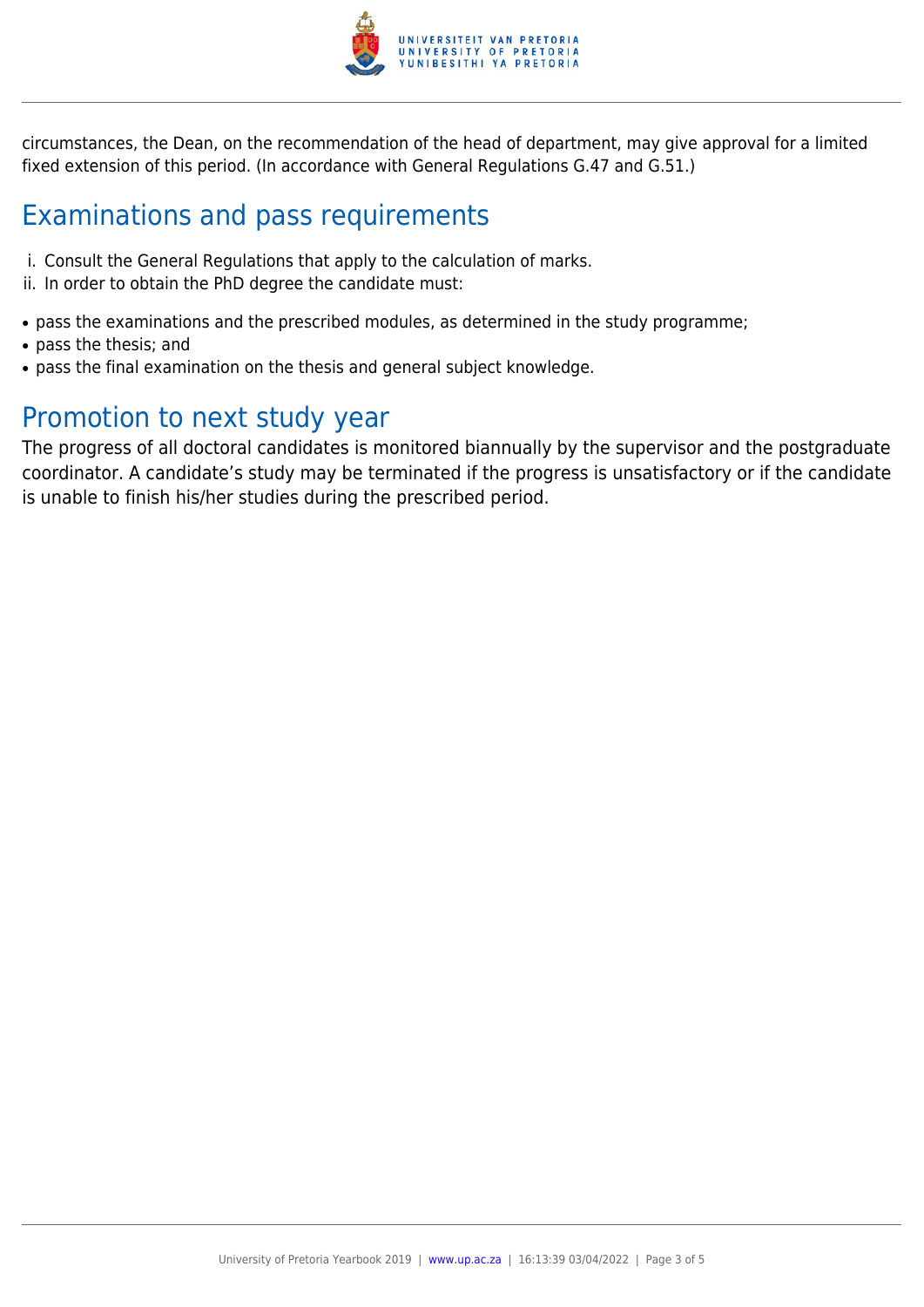circumstances, the Dean, on the recommendation of the head of department, may give approval for a limited fixed extension of this period. (In accordance with General Regulations G.47 and G.51.)

## Examinations and pass requirements

i. Consult the General Regulations that apply to the calculation of marks.
ii. In order to obtain the PhD degree the candidate must:

- pass the examinations and the prescribed modules, as determined in the study programme;
- pass the thesis; and
- pass the final examination on the thesis and general subject knowledge.

## Promotion to next study year

The progress of all doctoral candidates is monitored biannually by the supervisor and the postgraduate coordinator. A candidate's study may be terminated if the progress is unsatisfactory or if the candidate is unable to finish his/her studies during the prescribed period.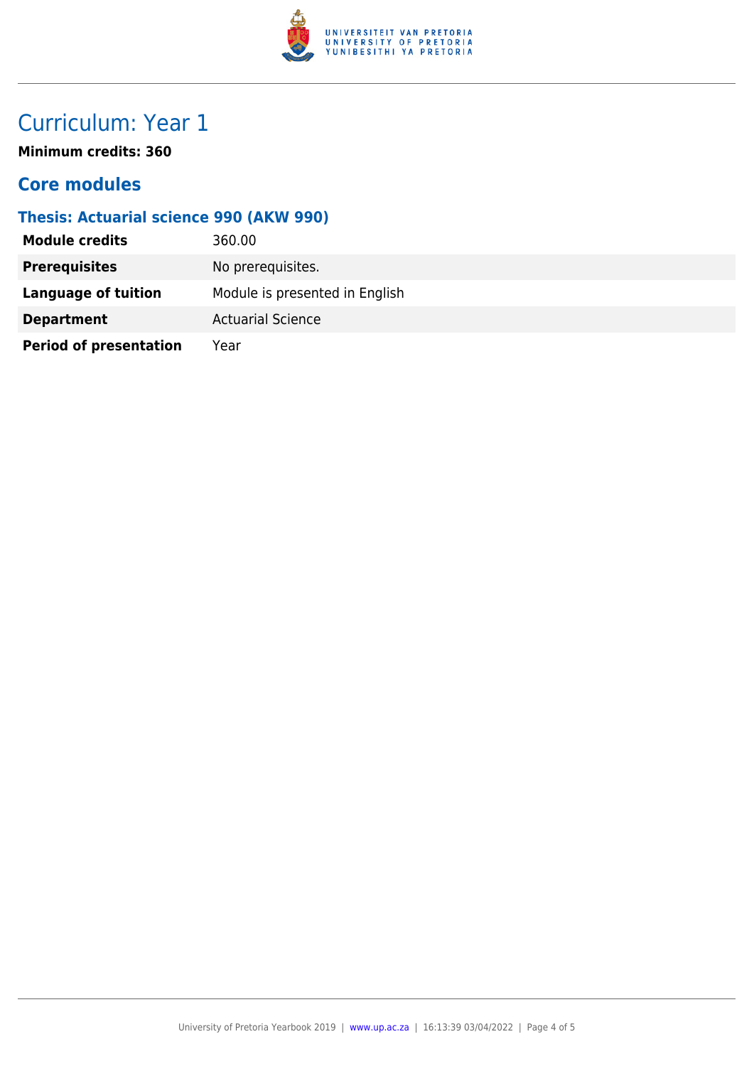# Curriculum: Year 1

**Minimum credits: 360**

## Core modules

### Thesis: Actuarial science 990 (AKW 990)

| | |
|---|---|
| **Module credits** | 360.00 |
| **Prerequisites** | No prerequisites. |
| **Language of tuition** | Module is presented in English |
| **Department** | Actuarial Science |
| **Period of presentation** | Year |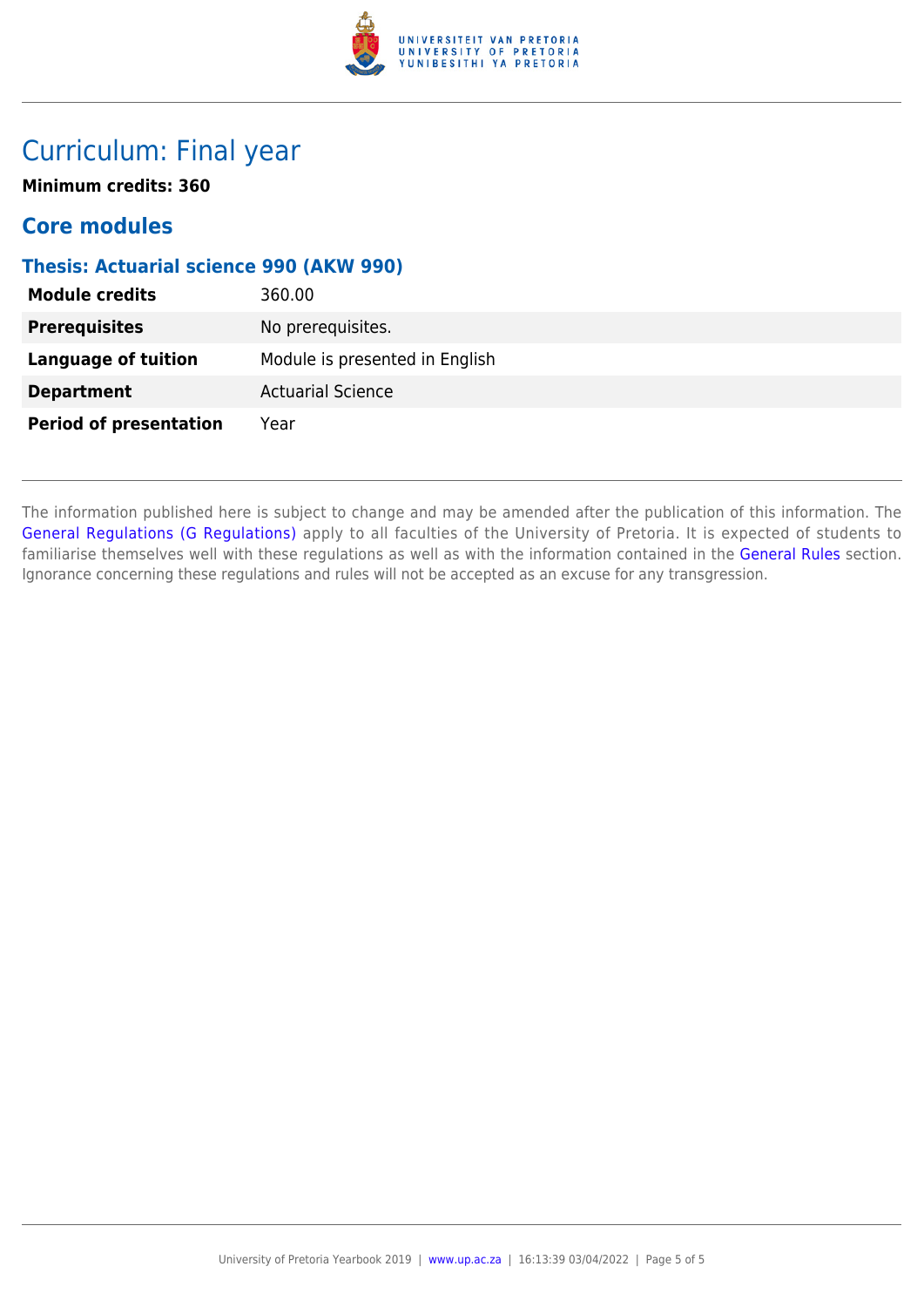# Curriculum: Final year

**Minimum credits: 360**

## Core modules

### Thesis: Actuarial science 990 (AKW 990)

| | |
|---|---|
| **Module credits** | 360.00 |
| **Prerequisites** | No prerequisites. |
| **Language of tuition** | Module is presented in English |
| **Department** | Actuarial Science |
| **Period of presentation** | Year |

The information published here is subject to change and may be amended after the publication of this information. The General Regulations (G Regulations) apply to all faculties of the University of Pretoria. It is expected of students to familiarise themselves well with these regulations as well as with the information contained in the General Rules section. Ignorance concerning these regulations and rules will not be accepted as an excuse for any transgression.